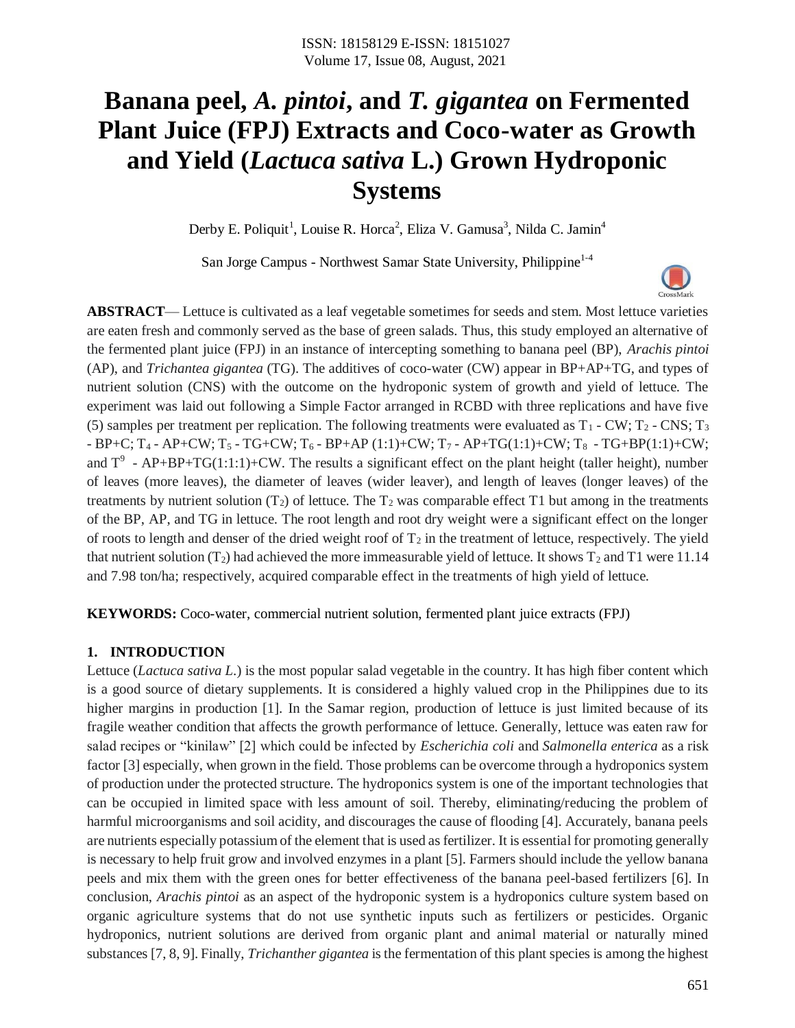# Banana peel, *A. pintoi*, and *T. gigantea* on Fermented Plant Juice (FPJ) Extracts and Coco-water as Growth and Yield (*Lactuca sativa* L.) Grown Hydroponic Systems

Derby E. Poliquit[1], Louise R. Horca[2], Eliza V. Gamusa[3], Nilda C. Jamin[4]

San Jorge Campus - Northwest Samar State University, Philippine[1-4]

**ABSTRACT**— Lettuce is cultivated as a leaf vegetable sometimes for seeds and stem. Most lettuce varieties are eaten fresh and commonly served as the base of green salads. Thus, this study employed an alternative of the fermented plant juice (FPJ) in an instance of intercepting something to banana peel (BP), *Arachis pintoi* (AP), and *Trichantea gigantea* (TG). The additives of coco-water (CW) appear in BP+AP+TG, and types of nutrient solution (CNS) with the outcome on the hydroponic system of growth and yield of lettuce. The experiment was laid out following a Simple Factor arranged in RCBD with three replications and have five (5) samples per treatment per replication. The following treatments were evaluated as $T_1$ - CW; $T_2$ - CNS; $T_3$ - BP+C; $T_4$ - AP+CW; $T_5$ - TG+CW; $T_6$ - BP+AP (1:1)+CW; $T_7$ - AP+TG(1:1)+CW; $T_8$ - TG+BP(1:1)+CW; and $T^9$ - AP+BP+TG(1:1:1)+CW. The results a significant effect on the plant height (taller height), number of leaves (more leaves), the diameter of leaves (wider leaver), and length of leaves (longer leaves) of the treatments by nutrient solution ($T_2$) of lettuce. The $T_2$ was comparable effect T1 but among in the treatments of the BP, AP, and TG in lettuce. The root length and root dry weight were a significant effect on the longer of roots to length and denser of the dried weight roof of $T_2$ in the treatment of lettuce, respectively. The yield that nutrient solution ($T_2$) had achieved the more immeasurable yield of lettuce. It shows $T_2$ and T1 were 11.14 and 7.98 ton/ha; respectively, acquired comparable effect in the treatments of high yield of lettuce.

**KEYWORDS:** Coco-water, commercial nutrient solution, fermented plant juice extracts (FPJ)

## 1. INTRODUCTION

Lettuce (*Lactuca sativa L.*) is the most popular salad vegetable in the country. It has high fiber content which is a good source of dietary supplements. It is considered a highly valued crop in the Philippines due to its higher margins in production [1]. In the Samar region, production of lettuce is just limited because of its fragile weather condition that affects the growth performance of lettuce. Generally, lettuce was eaten raw for salad recipes or "kinilaw" [2] which could be infected by *Escherichia coli* and *Salmonella enterica* as a risk factor [3] especially, when grown in the field. Those problems can be overcome through a hydroponics system of production under the protected structure. The hydroponics system is one of the important technologies that can be occupied in limited space with less amount of soil. Thereby, eliminating/reducing the problem of harmful microorganisms and soil acidity, and discourages the cause of flooding [4]. Accurately, banana peels are nutrients especially potassium of the element that is used as fertilizer. It is essential for promoting generally is necessary to help fruit grow and involved enzymes in a plant [5]. Farmers should include the yellow banana peels and mix them with the green ones for better effectiveness of the banana peel-based fertilizers [6]. In conclusion, *Arachis pintoi* as an aspect of the hydroponic system is a hydroponics culture system based on organic agriculture systems that do not use synthetic inputs such as fertilizers or pesticides. Organic hydroponics, nutrient solutions are derived from organic plant and animal material or naturally mined substances [7, 8, 9]. Finally, *Trichanther gigantea* is the fermentation of this plant species is among the highest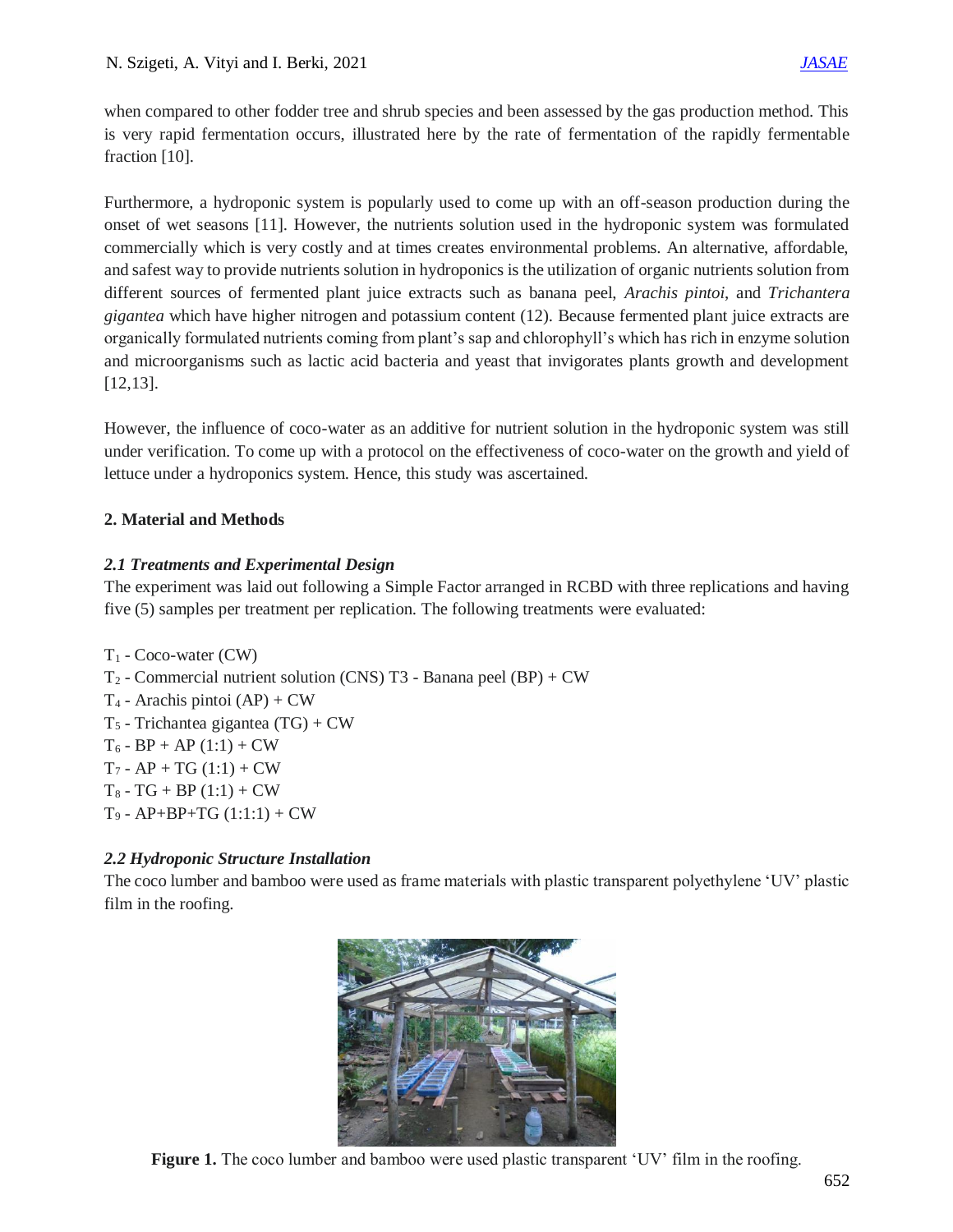when compared to other fodder tree and shrub species and been assessed by the gas production method. This is very rapid fermentation occurs, illustrated here by the rate of fermentation of the rapidly fermentable fraction [10].

Furthermore, a hydroponic system is popularly used to come up with an off-season production during the onset of wet seasons [11]. However, the nutrients solution used in the hydroponic system was formulated commercially which is very costly and at times creates environmental problems. An alternative, affordable, and safest way to provide nutrients solution in hydroponics is the utilization of organic nutrients solution from different sources of fermented plant juice extracts such as banana peel, *Arachis pintoi*, and *Trichantera gigantea* which have higher nitrogen and potassium content (12). Because fermented plant juice extracts are organically formulated nutrients coming from plant's sap and chlorophyll's which has rich in enzyme solution and microorganisms such as lactic acid bacteria and yeast that invigorates plants growth and development [12,13].

However, the influence of coco-water as an additive for nutrient solution in the hydroponic system was still under verification. To come up with a protocol on the effectiveness of coco-water on the growth and yield of lettuce under a hydroponics system. Hence, this study was ascertained.

## 2. Material and Methods

### *2.1 Treatments and Experimental Design*

The experiment was laid out following a Simple Factor arranged in RCBD with three replications and having five (5) samples per treatment per replication. The following treatments were evaluated:

$T_1$ - Coco-water (CW)
$T_2$ - Commercial nutrient solution (CNS) T3 - Banana peel (BP) + CW
$T_4$ - Arachis pintoi (AP) + CW
$T_5$ - Trichantea gigantea (TG) + CW
$T_6$ - BP + AP (1:1) + CW
$T_7$ - AP + TG (1:1) + CW
$T_8$ - TG + BP (1:1) + CW
$T_9$ - AP+BP+TG (1:1:1) + CW

### *2.2 Hydroponic Structure Installation*

The coco lumber and bamboo were used as frame materials with plastic transparent polyethylene 'UV' plastic film in the roofing.

**Figure 1.** The coco lumber and bamboo were used plastic transparent 'UV' film in the roofing.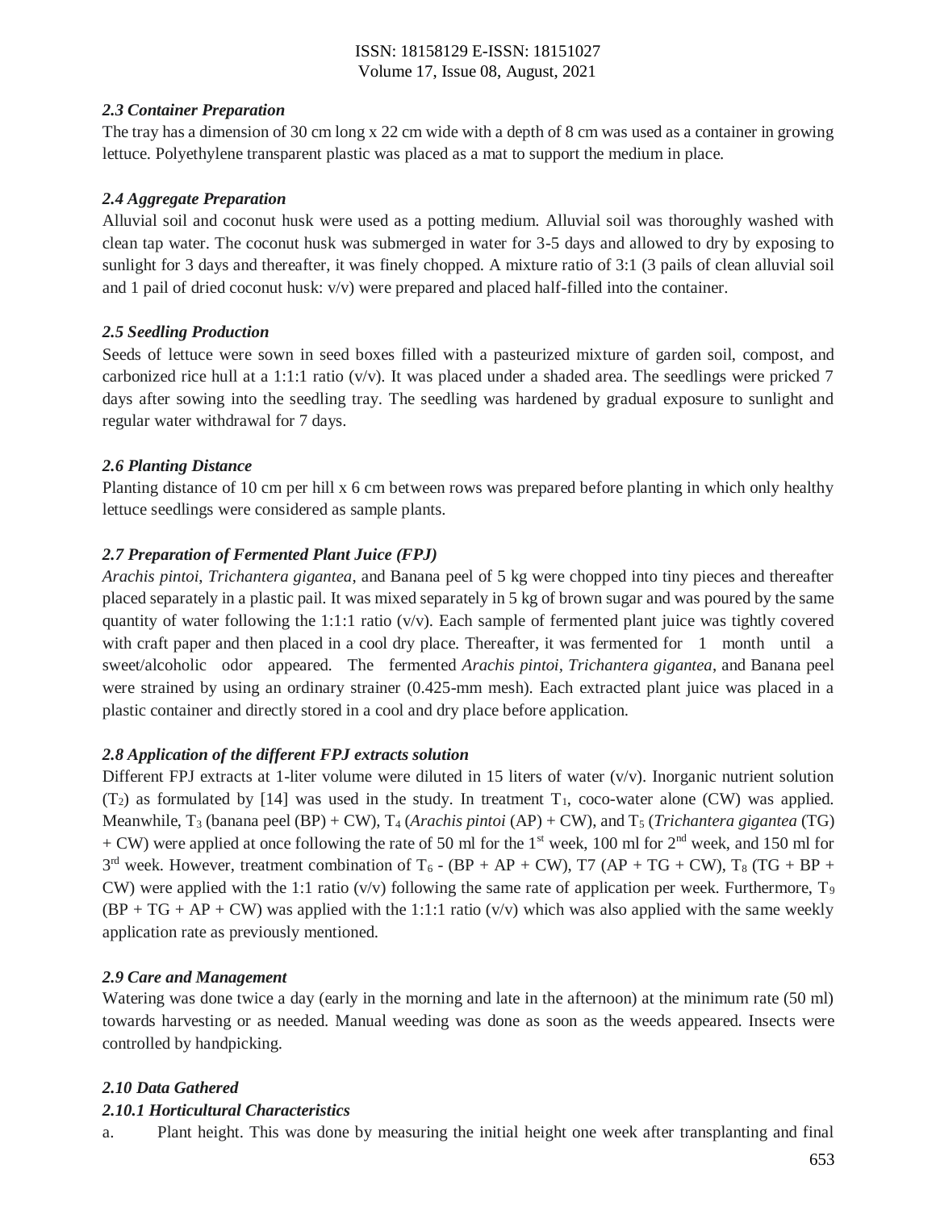### 2.3 Container Preparation

The tray has a dimension of 30 cm long x 22 cm wide with a depth of 8 cm was used as a container in growing lettuce. Polyethylene transparent plastic was placed as a mat to support the medium in place.

### 2.4 Aggregate Preparation

Alluvial soil and coconut husk were used as a potting medium. Alluvial soil was thoroughly washed with clean tap water. The coconut husk was submerged in water for 3-5 days and allowed to dry by exposing to sunlight for 3 days and thereafter, it was finely chopped. A mixture ratio of 3:1 (3 pails of clean alluvial soil and 1 pail of dried coconut husk: v/v) were prepared and placed half-filled into the container.

### 2.5 Seedling Production

Seeds of lettuce were sown in seed boxes filled with a pasteurized mixture of garden soil, compost, and carbonized rice hull at a 1:1:1 ratio (v/v). It was placed under a shaded area. The seedlings were pricked 7 days after sowing into the seedling tray. The seedling was hardened by gradual exposure to sunlight and regular water withdrawal for 7 days.

### 2.6 Planting Distance

Planting distance of 10 cm per hill x 6 cm between rows was prepared before planting in which only healthy lettuce seedlings were considered as sample plants.

### 2.7 Preparation of Fermented Plant Juice (FPJ)

*Arachis pintoi*, *Trichantera gigantea*, and Banana peel of 5 kg were chopped into tiny pieces and thereafter placed separately in a plastic pail. It was mixed separately in 5 kg of brown sugar and was poured by the same quantity of water following the 1:1:1 ratio (v/v). Each sample of fermented plant juice was tightly covered with craft paper and then placed in a cool dry place. Thereafter, it was fermented for 1 month until a sweet/alcoholic odor appeared. The fermented *Arachis pintoi*, *Trichantera gigantea*, and Banana peel were strained by using an ordinary strainer (0.425-mm mesh). Each extracted plant juice was placed in a plastic container and directly stored in a cool and dry place before application.

### 2.8 Application of the different FPJ extracts solution

Different FPJ extracts at 1-liter volume were diluted in 15 liters of water (v/v). Inorganic nutrient solution ($T_2$) as formulated by [14] was used in the study. In treatment $T_1$, coco-water alone (CW) was applied. Meanwhile, $T_3$ (banana peel (BP) + CW), $T_4$ (*Arachis pintoi* (AP) + CW), and $T_5$ (*Trichantera gigantea* (TG) + CW) were applied at once following the rate of 50 ml for the 1st week, 100 ml for 2nd week, and 150 ml for 3rd week. However, treatment combination of $T_6$ - (BP + AP + CW), T7 (AP + TG + CW), $T_8$ (TG + BP + CW) were applied with the 1:1 ratio (v/v) following the same rate of application per week. Furthermore, $T_9$ (BP + TG + AP + CW) was applied with the 1:1:1 ratio (v/v) which was also applied with the same weekly application rate as previously mentioned.

### 2.9 Care and Management

Watering was done twice a day (early in the morning and late in the afternoon) at the minimum rate (50 ml) towards harvesting or as needed. Manual weeding was done as soon as the weeds appeared. Insects were controlled by handpicking.

### 2.10 Data Gathered

#### 2.10.1 Horticultural Characteristics

a. Plant height. This was done by measuring the initial height one week after transplanting and final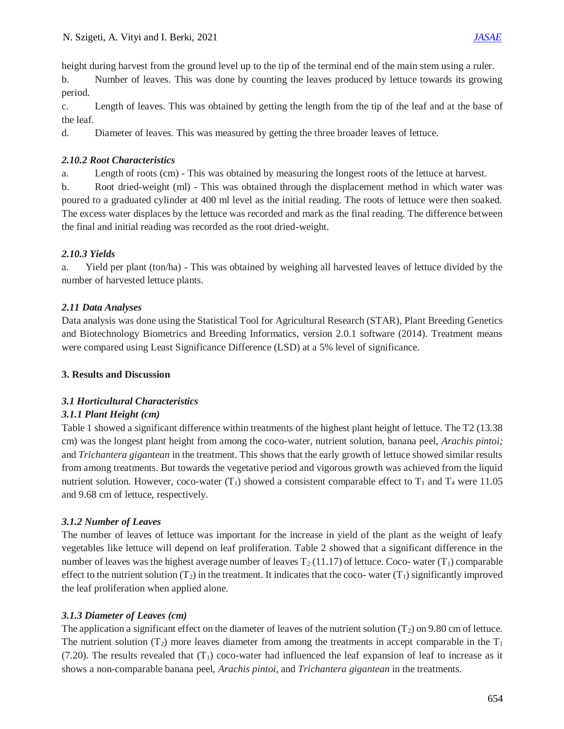height during harvest from the ground level up to the tip of the terminal end of the main stem using a ruler.

b. Number of leaves. This was done by counting the leaves produced by lettuce towards its growing period.

c. Length of leaves. This was obtained by getting the length from the tip of the leaf and at the base of the leaf.

d. Diameter of leaves. This was measured by getting the three broader leaves of lettuce.

### *2.10.2 Root Characteristics*

a. Length of roots (cm) - This was obtained by measuring the longest roots of the lettuce at harvest.

b. Root dried-weight (ml) - This was obtained through the displacement method in which water was poured to a graduated cylinder at 400 ml level as the initial reading. The roots of lettuce were then soaked. The excess water displaces by the lettuce was recorded and mark as the final reading. The difference between the final and initial reading was recorded as the root dried-weight.

### *2.10.3 Yields*

a. Yield per plant (ton/ha) - This was obtained by weighing all harvested leaves of lettuce divided by the number of harvested lettuce plants.

### *2.11 Data Analyses*

Data analysis was done using the Statistical Tool for Agricultural Research (STAR), Plant Breeding Genetics and Biotechnology Biometrics and Breeding Informatics, version 2.0.1 software (2014). Treatment means were compared using Least Significance Difference (LSD) at a 5% level of significance.

## 3. Results and Discussion

### *3.1 Horticultural Characteristics*

#### *3.1.1 Plant Height (cm)*

Table 1 showed a significant difference within treatments of the highest plant height of lettuce. The T2 (13.38 cm) was the longest plant height from among the coco-water, nutrient solution, banana peel, *Arachis pintoi;* and *Trichantera gigantean* in the treatment. This shows that the early growth of lettuce showed similar results from among treatments. But towards the vegetative period and vigorous growth was achieved from the liquid nutrient solution. However, coco-water ($T_1$) showed a consistent comparable effect to $T_1$ and $T_4$ were 11.05 and 9.68 cm of lettuce, respectively.

#### *3.1.2 Number of Leaves*

The number of leaves of lettuce was important for the increase in yield of the plant as the weight of leafy vegetables like lettuce will depend on leaf proliferation. Table 2 showed that a significant difference in the number of leaves was the highest average number of leaves $T_2$ (11.17) of lettuce. Coco- water ($T_1$) comparable effect to the nutrient solution ($T_2$) in the treatment. It indicates that the coco- water ($T_1$) significantly improved the leaf proliferation when applied alone.

#### *3.1.3 Diameter of Leaves (cm)*

The application a significant effect on the diameter of leaves of the nutrient solution ($T_2$) on 9.80 cm of lettuce. The nutrient solution ($T_2$) more leaves diameter from among the treatments in accept comparable in the $T_1$ (7.20). The results revealed that ($T_1$) coco-water had influenced the leaf expansion of leaf to increase as it shows a non-comparable banana peel, *Arachis pintoi*, and *Trichantera gigantean* in the treatments.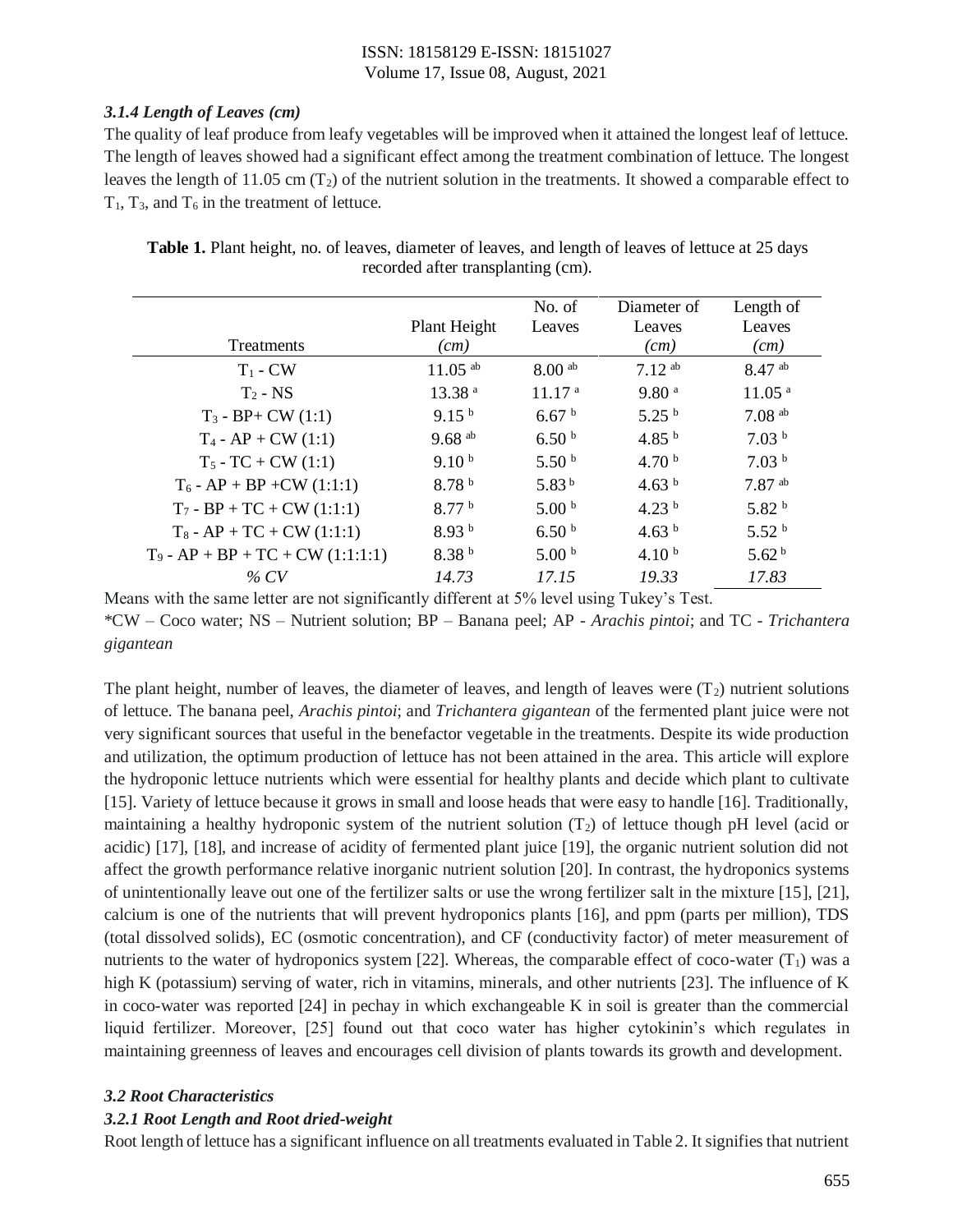### *3.1.4 Length of Leaves (cm)*

The quality of leaf produce from leafy vegetables will be improved when it attained the longest leaf of lettuce. The length of leaves showed had a significant effect among the treatment combination of lettuce. The longest leaves the length of 11.05 cm ($T_2$) of the nutrient solution in the treatments. It showed a comparable effect to $T_1$, $T_3$, and $T_6$ in the treatment of lettuce.

**Table 1.** Plant height, no. of leaves, diameter of leaves, and length of leaves of lettuce at 25 days recorded after transplanting (cm).

| Treatments | Plant Height *(cm)* | No. of Leaves | Diameter of Leaves *(cm)* | Length of Leaves *(cm)* |
|---|---|---|---|---|
| $T_1$ - CW | 11.05 $^{ab}$ | 8.00 $^{ab}$ | 7.12 $^{ab}$ | 8.47 $^{ab}$ |
| $T_2$ - NS | 13.38 $^{a}$ | 11.17 $^{a}$ | 9.80 $^{a}$ | 11.05 $^{a}$ |
| $T_3$ - BP+ CW (1:1) | 9.15 $^{b}$ | 6.67 $^{b}$ | 5.25 $^{b}$ | 7.08 $^{ab}$ |
| $T_4$ - AP + CW (1:1) | 9.68 $^{ab}$ | 6.50 $^{b}$ | 4.85 $^{b}$ | 7.03 $^{b}$ |
| $T_5$ - TC + CW (1:1) | 9.10 $^{b}$ | 5.50 $^{b}$ | 4.70 $^{b}$ | 7.03 $^{b}$ |
| $T_6$ - AP + BP +CW (1:1:1) | 8.78 $^{b}$ | 5.83 $^{b}$ | 4.63 $^{b}$ | 7.87 $^{ab}$ |
| $T_7$ - BP + TC + CW (1:1:1) | 8.77 $^{b}$ | 5.00 $^{b}$ | 4.23 $^{b}$ | 5.82 $^{b}$ |
| $T_8$ - AP + TC + CW (1:1:1) | 8.93 $^{b}$ | 6.50 $^{b}$ | 4.63 $^{b}$ | 5.52 $^{b}$ |
| $T_9$ - AP + BP + TC + CW (1:1:1:1) | 8.38 $^{b}$ | 5.00 $^{b}$ | 4.10 $^{b}$ | 5.62 $^{b}$ |
| *% CV* | *14.73* | *17.15* | *19.33* | *17.83* |

Means with the same letter are not significantly different at 5% level using Tukey's Test.

*CW – Coco water; NS – Nutrient solution; BP – Banana peel; AP - *Arachis pintoi*; and TC - *Trichantera gigantean*

The plant height, number of leaves, the diameter of leaves, and length of leaves were ($T_2$) nutrient solutions of lettuce. The banana peel, *Arachis pintoi*; and *Trichantera gigantean* of the fermented plant juice were not very significant sources that useful in the benefactor vegetable in the treatments. Despite its wide production and utilization, the optimum production of lettuce has not been attained in the area. This article will explore the hydroponic lettuce nutrients which were essential for healthy plants and decide which plant to cultivate [15]. Variety of lettuce because it grows in small and loose heads that were easy to handle [16]. Traditionally, maintaining a healthy hydroponic system of the nutrient solution ($T_2$) of lettuce though pH level (acid or acidic) [17], [18], and increase of acidity of fermented plant juice [19], the organic nutrient solution did not affect the growth performance relative inorganic nutrient solution [20]. In contrast, the hydroponics systems of unintentionally leave out one of the fertilizer salts or use the wrong fertilizer salt in the mixture [15], [21], calcium is one of the nutrients that will prevent hydroponics plants [16], and ppm (parts per million), TDS (total dissolved solids), EC (osmotic concentration), and CF (conductivity factor) of meter measurement of nutrients to the water of hydroponics system [22]. Whereas, the comparable effect of coco-water ($T_1$) was a high K (potassium) serving of water, rich in vitamins, minerals, and other nutrients [23]. The influence of K in coco-water was reported [24] in pechay in which exchangeable K in soil is greater than the commercial liquid fertilizer. Moreover, [25] found out that coco water has higher cytokinin's which regulates in maintaining greenness of leaves and encourages cell division of plants towards its growth and development.

### *3.2 Root Characteristics*

### *3.2.1 Root Length and Root dried-weight*

Root length of lettuce has a significant influence on all treatments evaluated in Table 2. It signifies that nutrient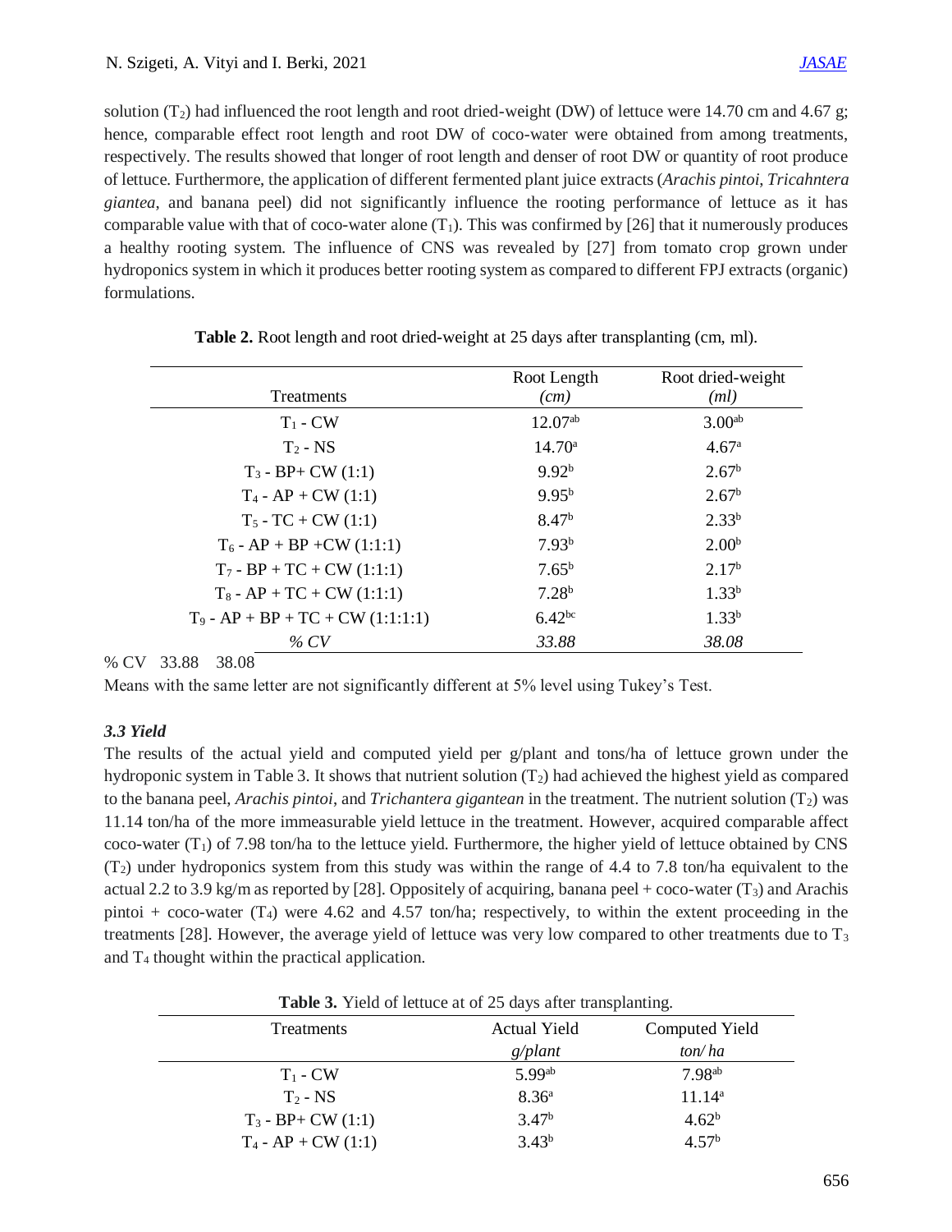solution ($T_2$) had influenced the root length and root dried-weight (DW) of lettuce were 14.70 cm and 4.67 g; hence, comparable effect root length and root DW of coco-water were obtained from among treatments, respectively. The results showed that longer of root length and denser of root DW or quantity of root produce of lettuce. Furthermore, the application of different fermented plant juice extracts (*Arachis pintoi*, *Tricahntera giantea*, and banana peel) did not significantly influence the rooting performance of lettuce as it has comparable value with that of coco-water alone ($T_1$). This was confirmed by [26] that it numerously produces a healthy rooting system. The influence of CNS was revealed by [27] from tomato crop grown under hydroponics system in which it produces better rooting system as compared to different FPJ extracts (organic) formulations.

**Table 2.** Root length and root dried-weight at 25 days after transplanting (cm, ml).

| Treatments | Root Length *(cm)* | Root dried-weight *(ml)* |
|---|---|---|
| $T_1$ - CW | $12.07^{ab}$ | $3.00^{ab}$ |
| $T_2$ - NS | $14.70^{a}$ | $4.67^{a}$ |
| $T_3$ - BP+ CW (1:1) | $9.92^{b}$ | $2.67^{b}$ |
| $T_4$ - AP + CW (1:1) | $9.95^{b}$ | $2.67^{b}$ |
| $T_5$ - TC + CW (1:1) | $8.47^{b}$ | $2.33^{b}$ |
| $T_6$ - AP + BP +CW (1:1:1) | $7.93^{b}$ | $2.00^{b}$ |
| $T_7$ - BP + TC + CW (1:1:1) | $7.65^{b}$ | $2.17^{b}$ |
| $T_8$ - AP + TC + CW (1:1:1) | $7.28^{b}$ | $1.33^{b}$ |
| $T_9$ - AP + BP + TC + CW (1:1:1:1) | $6.42^{bc}$ | $1.33^{b}$ |
| *% CV* | *33.88* | *38.08* |

% CV 33.88 38.08

Means with the same letter are not significantly different at 5% level using Tukey's Test.

### *3.3 Yield*

The results of the actual yield and computed yield per g/plant and tons/ha of lettuce grown under the hydroponic system in Table 3. It shows that nutrient solution ($T_2$) had achieved the highest yield as compared to the banana peel, *Arachis pintoi*, and *Trichantera gigantean* in the treatment. The nutrient solution ($T_2$) was 11.14 ton/ha of the more immeasurable yield lettuce in the treatment. However, acquired comparable affect coco-water ($T_1$) of 7.98 ton/ha to the lettuce yield. Furthermore, the higher yield of lettuce obtained by CNS ($T_2$) under hydroponics system from this study was within the range of 4.4 to 7.8 ton/ha equivalent to the actual 2.2 to 3.9 kg/m as reported by [28]. Oppositely of acquiring, banana peel + coco-water ($T_3$) and Arachis pintoi + coco-water ($T_4$) were 4.62 and 4.57 ton/ha; respectively, to within the extent proceeding in the treatments [28]. However, the average yield of lettuce was very low compared to other treatments due to $T_3$ and $T_4$ thought within the practical application.

**Table 3.** Yield of lettuce at of 25 days after transplanting.

| Treatments | Actual Yield *g/plant* | Computed Yield *ton/ ha* |
|---|---|---|
| $T_1$ - CW | $5.99^{ab}$ | $7.98^{ab}$ |
| $T_2$ - NS | $8.36^{a}$ | $11.14^{a}$ |
| $T_3$ - BP+ CW (1:1) | $3.47^{b}$ | $4.62^{b}$ |
| $T_4$ - AP + CW (1:1) | $3.43^{b}$ | $4.57^{b}$ |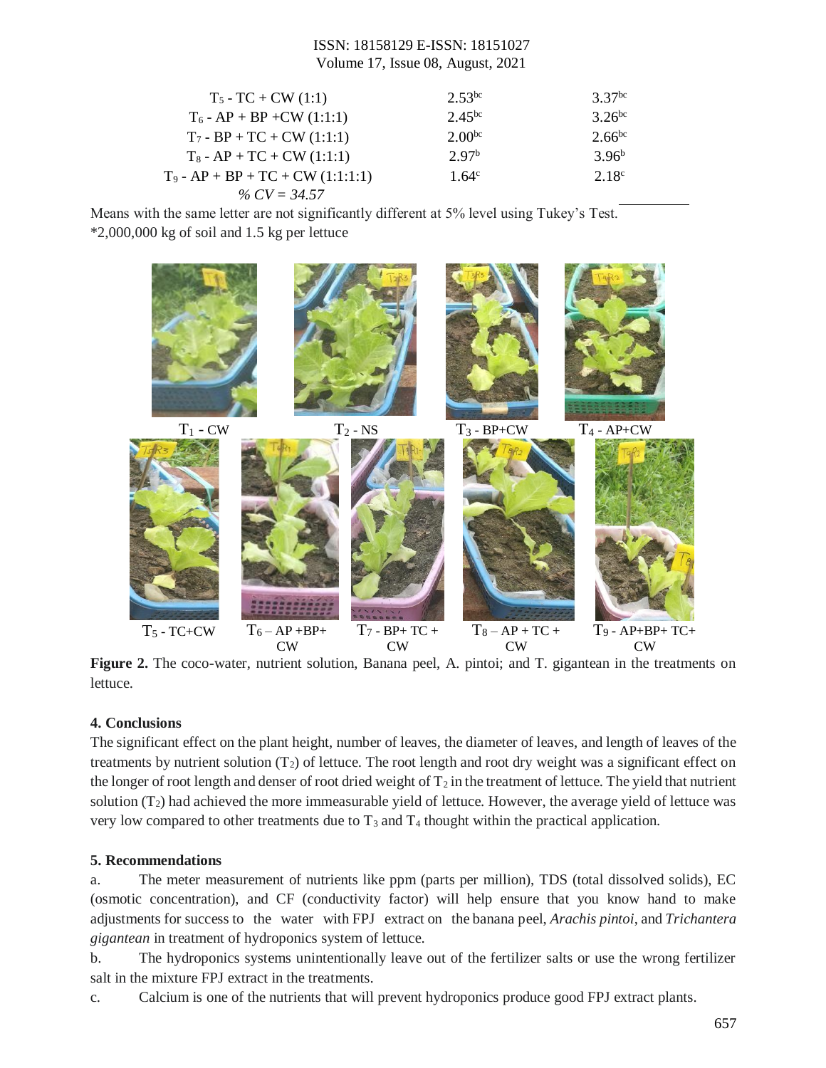| | | |
|---|---|---|
| $T_5$ - TC + CW (1:1) | $2.53^{bc}$ | $3.37^{bc}$ |
| $T_6$ - AP + BP +CW (1:1:1) | $2.45^{bc}$ | $3.26^{bc}$ |
| $T_7$ - BP + TC + CW (1:1:1) | $2.00^{bc}$ | $2.66^{bc}$ |
| $T_8$ - AP + TC + CW (1:1:1) | $2.97^{b}$ | $3.96^{b}$ |
| $T_9$ - AP + BP + TC + CW (1:1:1:1) | $1.64^{c}$ | $2.18^{c}$ |
| *% CV = 34.57* | | |

Means with the same letter are not significantly different at 5% level using Tukey's Test.
*2,000,000 kg of soil and 1.5 kg per lettuce

$T_1$ - CW $T_2$ - NS $T_3$ - BP+CW $T_4$ - AP+CW

$T_5$ - TC+CW $T_6$ – AP +BP+ CW $T_7$ - BP+ TC + CW $T_8$ – AP + TC + CW $T_9$ - AP+BP+ TC+ CW

**Figure 2.** The coco-water, nutrient solution, Banana peel, A. pintoi; and T. gigantean in the treatments on lettuce.

## 4. Conclusions

The significant effect on the plant height, number of leaves, the diameter of leaves, and length of leaves of the treatments by nutrient solution ($T_2$) of lettuce. The root length and root dry weight was a significant effect on the longer of root length and denser of root dried weight of $T_2$ in the treatment of lettuce. The yield that nutrient solution ($T_2$) had achieved the more immeasurable yield of lettuce. However, the average yield of lettuce was very low compared to other treatments due to $T_3$ and $T_4$ thought within the practical application.

## 5. Recommendations

a. The meter measurement of nutrients like ppm (parts per million), TDS (total dissolved solids), EC (osmotic concentration), and CF (conductivity factor) will help ensure that you know hand to make adjustments for success to the water with FPJ extract on the banana peel, *Arachis pintoi*, and *Trichantera gigantean* in treatment of hydroponics system of lettuce.

b. The hydroponics systems unintentionally leave out of the fertilizer salts or use the wrong fertilizer salt in the mixture FPJ extract in the treatments.

c. Calcium is one of the nutrients that will prevent hydroponics produce good FPJ extract plants.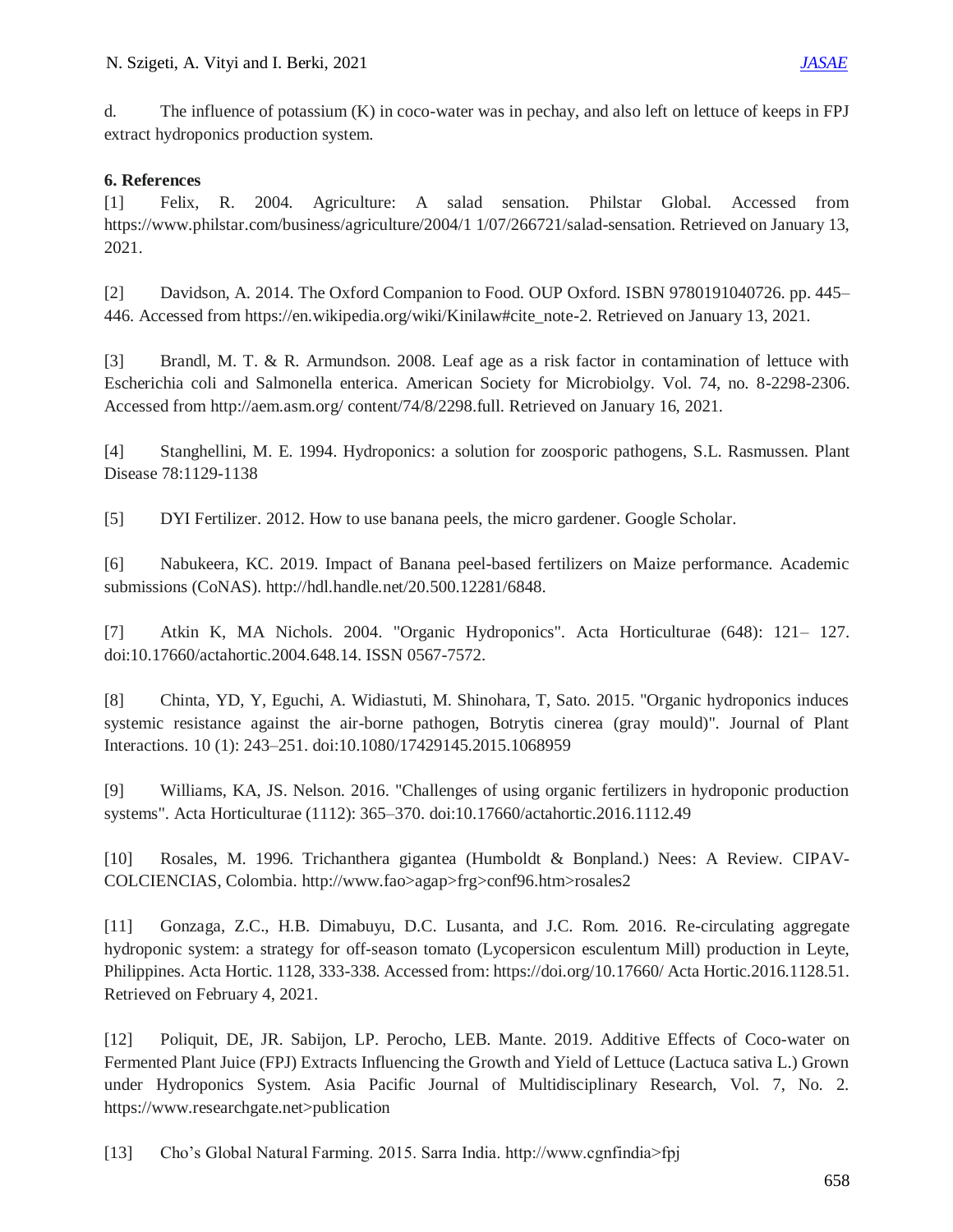d. The influence of potassium (K) in coco-water was in pechay, and also left on lettuce of keeps in FPJ extract hydroponics production system.

### 6. References

[1] Felix, R. 2004. Agriculture: A salad sensation. Philstar Global. Accessed from https://www.philstar.com/business/agriculture/2004/1 1/07/266721/salad-sensation. Retrieved on January 13, 2021.

[2] Davidson, A. 2014. The Oxford Companion to Food. OUP Oxford. ISBN 9780191040726. pp. 445–446. Accessed from https://en.wikipedia.org/wiki/Kinilaw#cite_note-2. Retrieved on January 13, 2021.

[3] Brandl, M. T. & R. Armundson. 2008. Leaf age as a risk factor in contamination of lettuce with Escherichia coli and Salmonella enterica. American Society for Microbiolgy. Vol. 74, no. 8-2298-2306. Accessed from http://aem.asm.org/ content/74/8/2298.full. Retrieved on January 16, 2021.

[4] Stanghellini, M. E. 1994. Hydroponics: a solution for zoosporic pathogens, S.L. Rasmussen. Plant Disease 78:1129-1138

[5] DYI Fertilizer. 2012. How to use banana peels, the micro gardener. Google Scholar.

[6] Nabukeera, KC. 2019. Impact of Banana peel-based fertilizers on Maize performance. Academic submissions (CoNAS). http://hdl.handle.net/20.500.12281/6848.

[7] Atkin K, MA Nichols. 2004. "Organic Hydroponics". Acta Horticulturae (648): 121– 127. doi:10.17660/actahortic.2004.648.14. ISSN 0567-7572.

[8] Chinta, YD, Y, Eguchi, A. Widiastuti, M. Shinohara, T, Sato. 2015. "Organic hydroponics induces systemic resistance against the air-borne pathogen, Botrytis cinerea (gray mould)". Journal of Plant Interactions. 10 (1): 243–251. doi:10.1080/17429145.2015.1068959

[9] Williams, KA, JS. Nelson. 2016. "Challenges of using organic fertilizers in hydroponic production systems". Acta Horticulturae (1112): 365–370. doi:10.17660/actahortic.2016.1112.49

[10] Rosales, M. 1996. Trichanthera gigantea (Humboldt & Bonpland.) Nees: A Review. CIPAV-COLCIENCIAS, Colombia. http://www.fao>agap>frg>conf96.htm>rosales2

[11] Gonzaga, Z.C., H.B. Dimabuyu, D.C. Lusanta, and J.C. Rom. 2016. Re-circulating aggregate hydroponic system: a strategy for off-season tomato (Lycopersicon esculentum Mill) production in Leyte, Philippines. Acta Hortic. 1128, 333-338. Accessed from: https://doi.org/10.17660/ Acta Hortic.2016.1128.51. Retrieved on February 4, 2021.

[12] Poliquit, DE, JR. Sabijon, LP. Perocho, LEB. Mante. 2019. Additive Effects of Coco-water on Fermented Plant Juice (FPJ) Extracts Influencing the Growth and Yield of Lettuce (Lactuca sativa L.) Grown under Hydroponics System. Asia Pacific Journal of Multidisciplinary Research, Vol. 7, No. 2. https://www.researchgate.net>publication

[13] Cho's Global Natural Farming. 2015. Sarra India. http://www.cgnfindia>fpj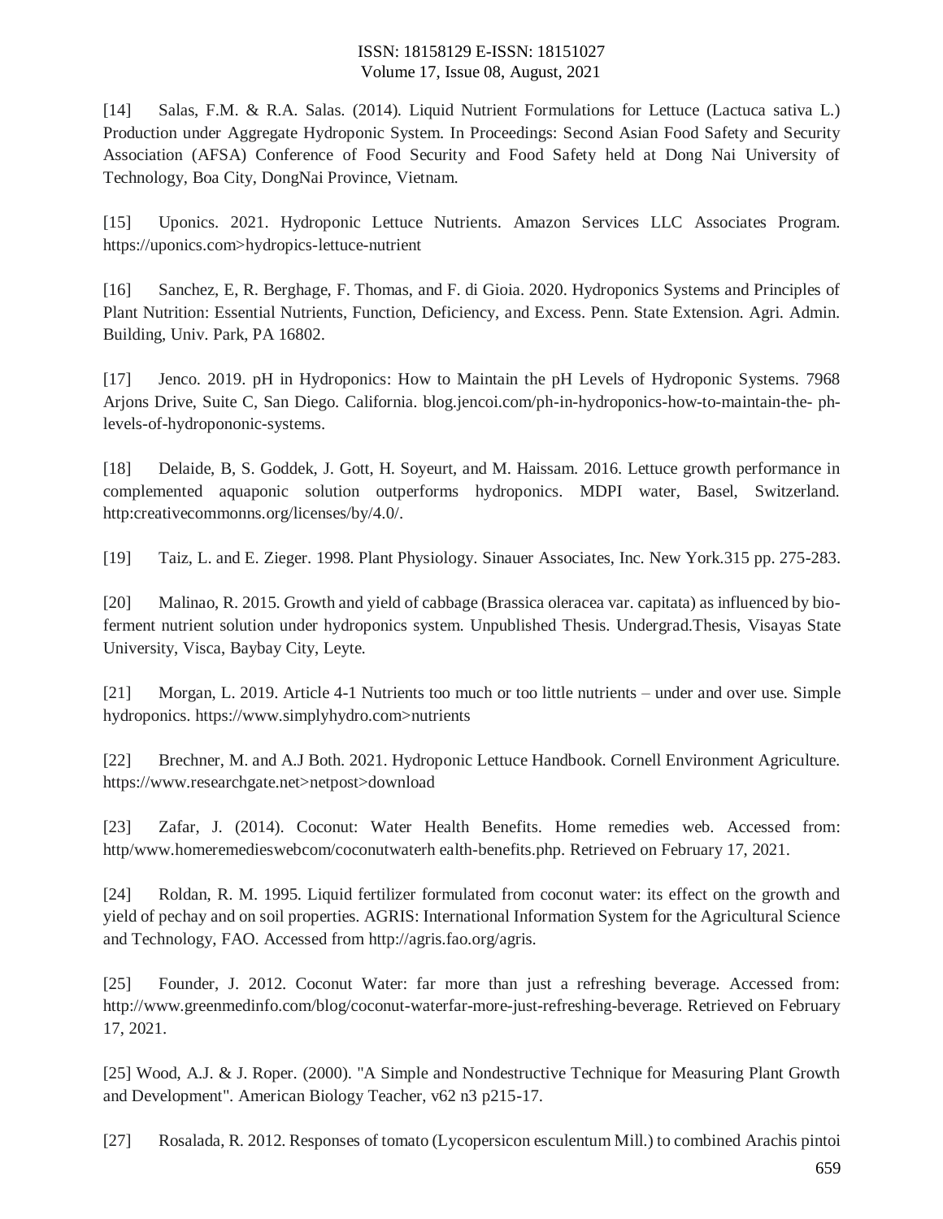[14] Salas, F.M. & R.A. Salas. (2014). Liquid Nutrient Formulations for Lettuce (Lactuca sativa L.) Production under Aggregate Hydroponic System. In Proceedings: Second Asian Food Safety and Security Association (AFSA) Conference of Food Security and Food Safety held at Dong Nai University of Technology, Boa City, DongNai Province, Vietnam.

[15] Uponics. 2021. Hydroponic Lettuce Nutrients. Amazon Services LLC Associates Program. https://uponics.com>hydropics-lettuce-nutrient

[16] Sanchez, E, R. Berghage, F. Thomas, and F. di Gioia. 2020. Hydroponics Systems and Principles of Plant Nutrition: Essential Nutrients, Function, Deficiency, and Excess. Penn. State Extension. Agri. Admin. Building, Univ. Park, PA 16802.

[17] Jenco. 2019. pH in Hydroponics: How to Maintain the pH Levels of Hydroponic Systems. 7968 Arjons Drive, Suite C, San Diego. California. blog.jencoi.com/ph-in-hydroponics-how-to-maintain-the- ph-levels-of-hydropononic-systems.

[18] Delaide, B, S. Goddek, J. Gott, H. Soyeurt, and M. Haissam. 2016. Lettuce growth performance in complemented aquaponic solution outperforms hydroponics. MDPI water, Basel, Switzerland. http:creativecommonns.org/licenses/by/4.0/.

[19] Taiz, L. and E. Zieger. 1998. Plant Physiology. Sinauer Associates, Inc. New York.315 pp. 275-283.

[20] Malinao, R. 2015. Growth and yield of cabbage (Brassica oleracea var. capitata) as influenced by bio-ferment nutrient solution under hydroponics system. Unpublished Thesis. Undergrad.Thesis, Visayas State University, Visca, Baybay City, Leyte.

[21] Morgan, L. 2019. Article 4-1 Nutrients too much or too little nutrients – under and over use. Simple hydroponics. https://www.simplyhydro.com>nutrients

[22] Brechner, M. and A.J Both. 2021. Hydroponic Lettuce Handbook. Cornell Environment Agriculture. https://www.researchgate.net>netpost>download

[23] Zafar, J. (2014). Coconut: Water Health Benefits. Home remedies web. Accessed from: http/www.homeremedieswebcom/coconutwaterh ealth-benefits.php. Retrieved on February 17, 2021.

[24] Roldan, R. M. 1995. Liquid fertilizer formulated from coconut water: its effect on the growth and yield of pechay and on soil properties. AGRIS: International Information System for the Agricultural Science and Technology, FAO. Accessed from http://agris.fao.org/agris.

[25] Founder, J. 2012. Coconut Water: far more than just a refreshing beverage. Accessed from: http://www.greenmedinfo.com/blog/coconut-waterfar-more-just-refreshing-beverage. Retrieved on February 17, 2021.

[25] Wood, A.J. & J. Roper. (2000). "A Simple and Nondestructive Technique for Measuring Plant Growth and Development". American Biology Teacher, v62 n3 p215-17.

[27] Rosalada, R. 2012. Responses of tomato (Lycopersicon esculentum Mill.) to combined Arachis pintoi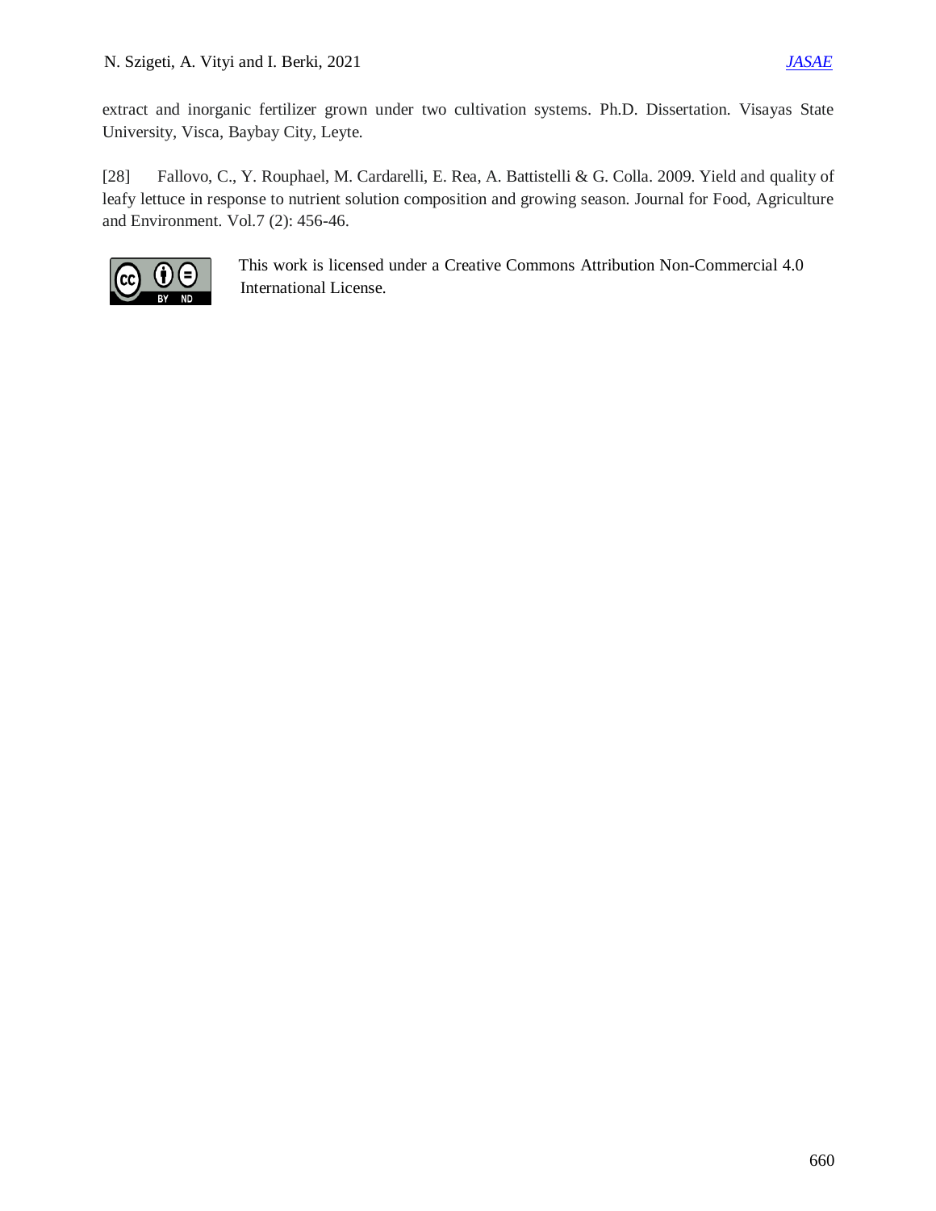extract and inorganic fertilizer grown under two cultivation systems. Ph.D. Dissertation. Visayas State University, Visca, Baybay City, Leyte.

[28] Fallovo, C., Y. Rouphael, M. Cardarelli, E. Rea, A. Battistelli & G. Colla. 2009. Yield and quality of leafy lettuce in response to nutrient solution composition and growing season. Journal for Food, Agriculture and Environment. Vol.7 (2): 456-46.

This work is licensed under a Creative Commons Attribution Non-Commercial 4.0 International License.